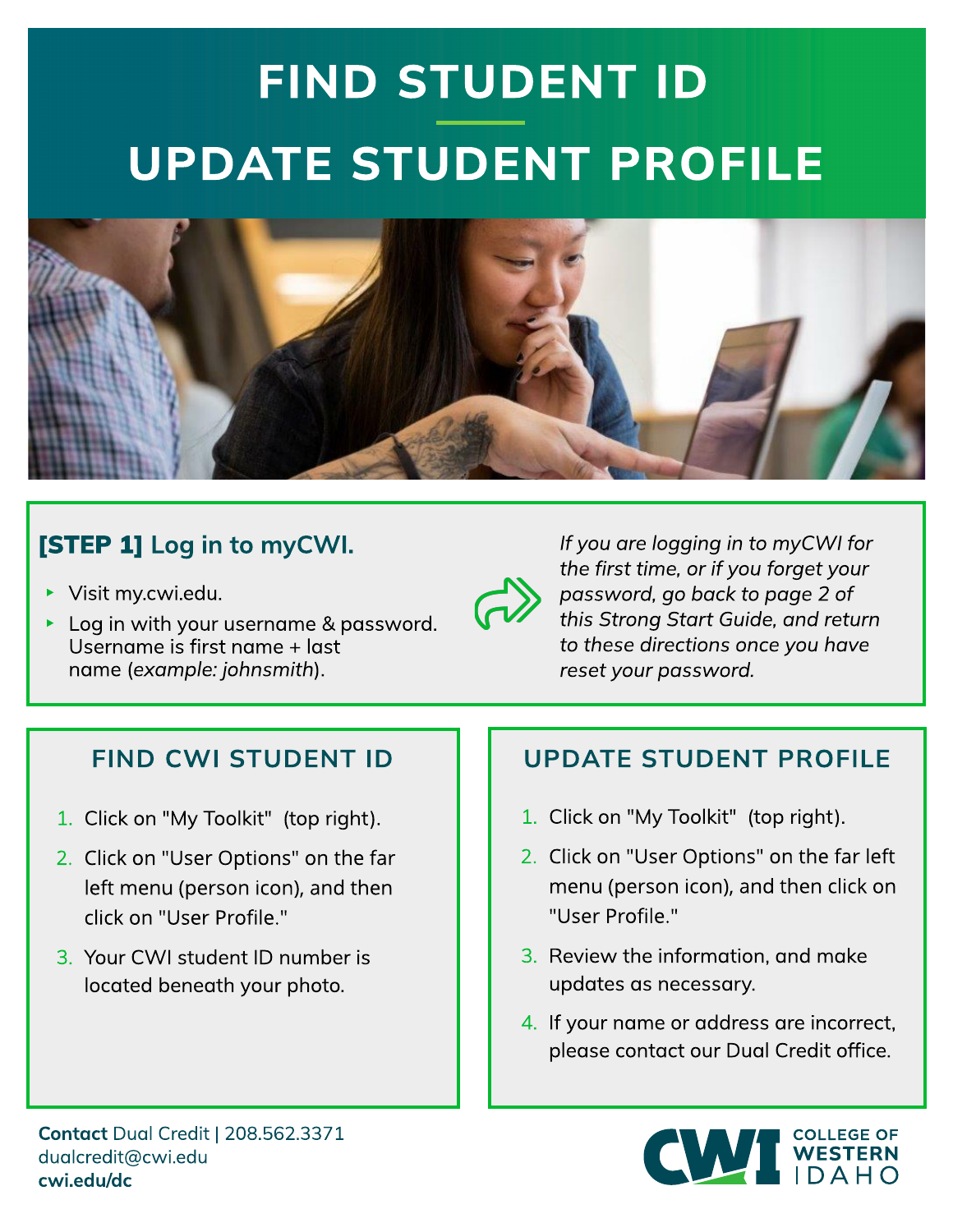# FIND STUDENT ID

# UPDATE STUDENT PROFILE

## [STEP 1] Log in to myCWI.

- Visit my.cwi.edu.
- Log in with your username & password. Username is first name + last name (*example: johnsmith*).

*If you are logging in to myCWI for the first time, or if you forget your password, go back to page 2 of this Strong Start Guide, and return to these directions once you have reset your password.*

## FIND CWI STUDENT ID

1. Click on "My Toolkit" (top right).
2. Click on "User Options" on the far left menu (person icon), and then click on "User Profile."
3. Your CWI student ID number is located beneath your photo.

## UPDATE STUDENT PROFILE

1. Click on "My Toolkit" (top right).
2. Click on "User Options" on the far left menu (person icon), and then click on "User Profile."
3. Review the information, and make updates as necessary.
4. If your name or address are incorrect, please contact our Dual Credit office.

**Contact** Dual Credit | 208.562.3371
dualcredit@cwi.edu
**cwi.edu/dc**

CWI COLLEGE OF WESTERN IDAHO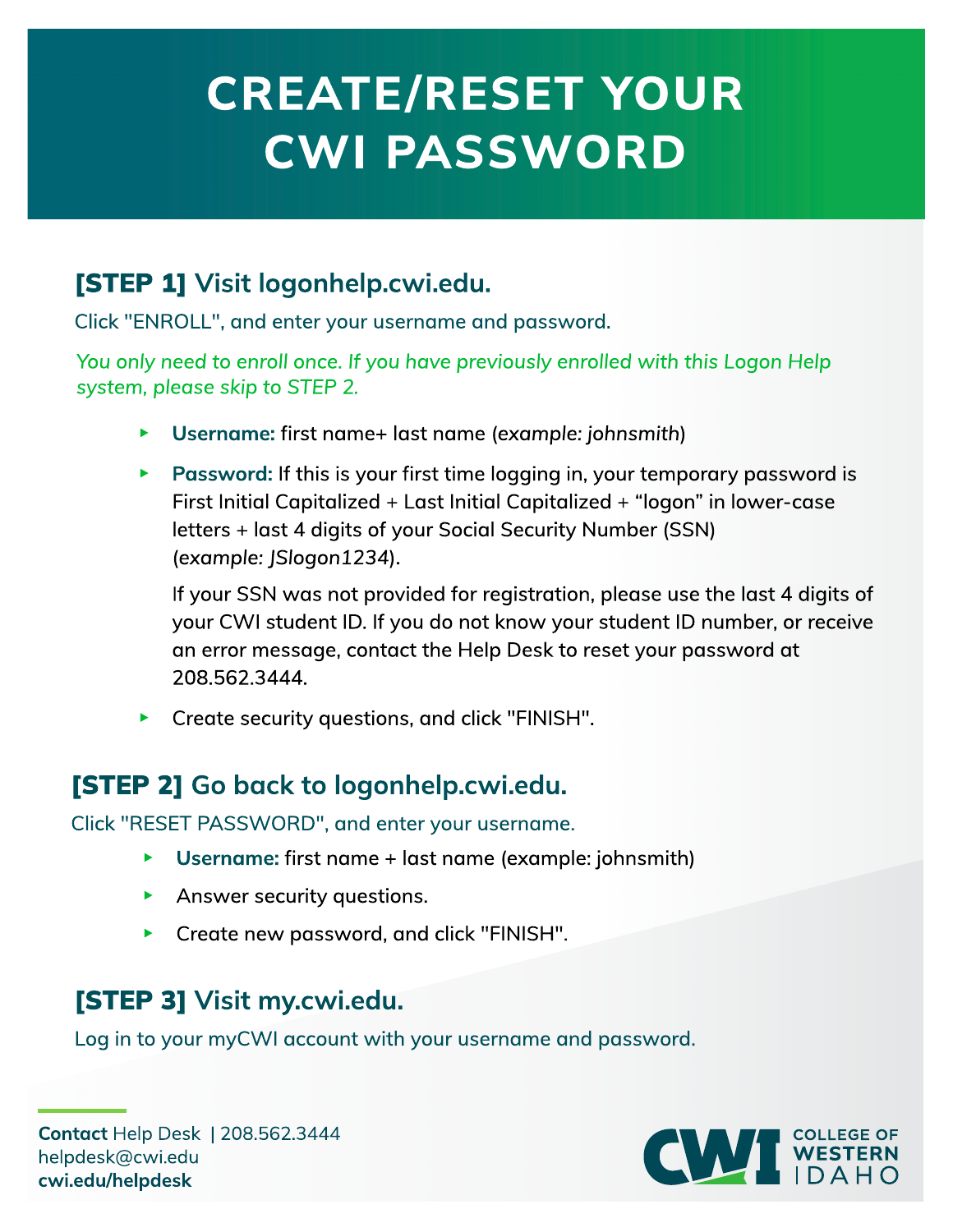# CREATE/RESET YOUR CWI PASSWORD

## [STEP 1] Visit logonhelp.cwi.edu.

Click "ENROLL", and enter your username and password.

*You only need to enroll once. If you have previously enrolled with this Logon Help system, please skip to STEP 2.*

- **Username:** first name+ last name (*example: johnsmith*)
- **Password:** If this is your first time logging in, your temporary password is First Initial Capitalized + Last Initial Capitalized + "logon" in lower-case letters + last 4 digits of your Social Security Number (SSN) (*example: JSlogon1234*).

  If your SSN was not provided for registration, please use the last 4 digits of your CWI student ID. If you do not know your student ID number, or receive an error message, contact the Help Desk to reset your password at 208.562.3444.
- Create security questions, and click "FINISH".

## [STEP 2] Go back to logonhelp.cwi.edu.

Click "RESET PASSWORD", and enter your username.

- **Username:** first name + last name (example: johnsmith)
- Answer security questions.
- Create new password, and click "FINISH".

## [STEP 3] Visit my.cwi.edu.

Log in to your myCWI account with your username and password.

**Contact** Help Desk | 208.562.3444
helpdesk@cwi.edu
**cwi.edu/helpdesk**

CWI COLLEGE OF WESTERN IDAHO